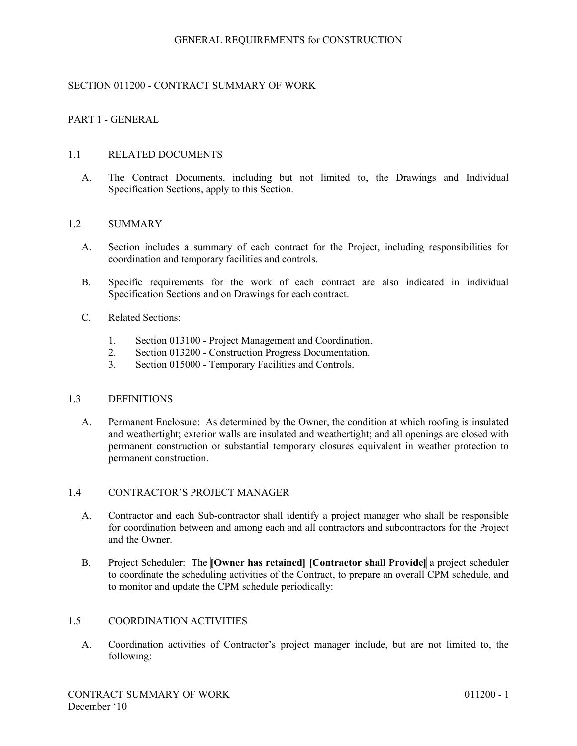GENERAL REQUIREMENTS for CONSTRUCTION

# SECTION 011200 - CONTRACT SUMMARY OF WORK

## PART 1 - GENERAL

### 1.1 RELATED DOCUMENTS

A. The Contract Documents, including but not limited to, the Drawings and Individual Specification Sections, apply to this Section.

### 1.2 SUMMARY

A. Section includes a summary of each contract for the Project, including responsibilities for coordination and temporary facilities and controls.

B. Specific requirements for the work of each contract are also indicated in individual Specification Sections and on Drawings for each contract.

C. Related Sections:

1. Section 013100 - Project Management and Coordination.
2. Section 013200 - Construction Progress Documentation.
3. Section 015000 - Temporary Facilities and Controls.

### 1.3 DEFINITIONS

A. Permanent Enclosure: As determined by the Owner, the condition at which roofing is insulated and weathertight; exterior walls are insulated and weathertight; and all openings are closed with permanent construction or substantial temporary closures equivalent in weather protection to permanent construction.

### 1.4 CONTRACTOR'S PROJECT MANAGER

A. Contractor and each Sub-contractor shall identify a project manager who shall be responsible for coordination between and among each and all contractors and subcontractors for the Project and the Owner.

B. Project Scheduler: The **[Owner has retained] [Contractor shall Provide]** a project scheduler to coordinate the scheduling activities of the Contract, to prepare an overall CPM schedule, and to monitor and update the CPM schedule periodically:

### 1.5 COORDINATION ACTIVITIES

A. Coordination activities of Contractor's project manager include, but are not limited to, the following: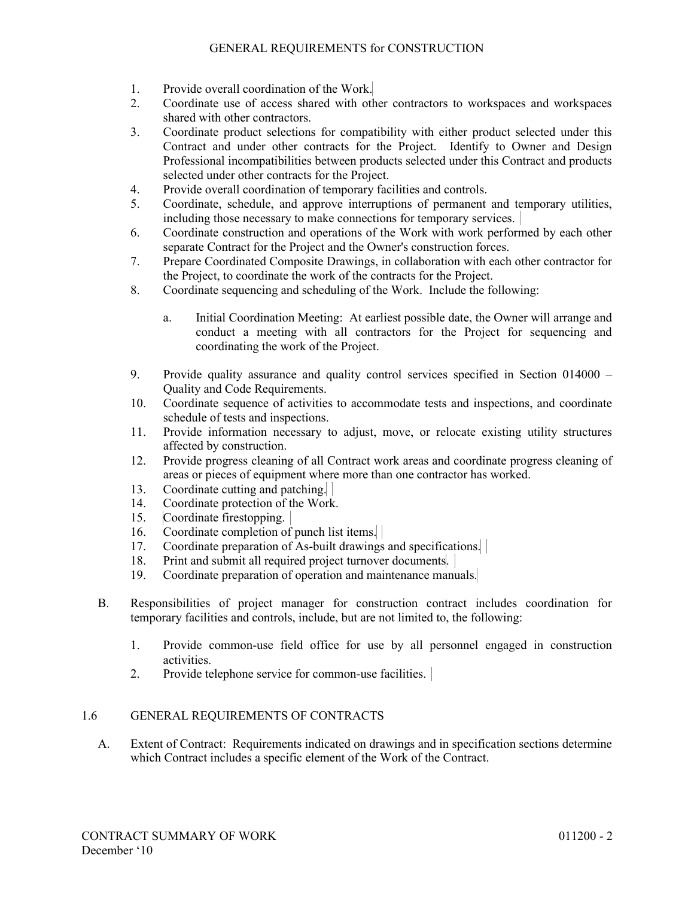1. Provide overall coordination of the Work.
2. Coordinate use of access shared with other contractors to workspaces and workspaces shared with other contractors.
3. Coordinate product selections for compatibility with either product selected under this Contract and under other contracts for the Project. Identify to Owner and Design Professional incompatibilities between products selected under this Contract and products selected under other contracts for the Project.
4. Provide overall coordination of temporary facilities and controls.
5. Coordinate, schedule, and approve interruptions of permanent and temporary utilities, including those necessary to make connections for temporary services.
6. Coordinate construction and operations of the Work with work performed by each other separate Contract for the Project and the Owner's construction forces.
7. Prepare Coordinated Composite Drawings, in collaboration with each other contractor for the Project, to coordinate the work of the contracts for the Project.
8. Coordinate sequencing and scheduling of the Work. Include the following:

   a. Initial Coordination Meeting: At earliest possible date, the Owner will arrange and conduct a meeting with all contractors for the Project for sequencing and coordinating the work of the Project.

9. Provide quality assurance and quality control services specified in Section 014000 – Quality and Code Requirements.
10. Coordinate sequence of activities to accommodate tests and inspections, and coordinate schedule of tests and inspections.
11. Provide information necessary to adjust, move, or relocate existing utility structures affected by construction.
12. Provide progress cleaning of all Contract work areas and coordinate progress cleaning of areas or pieces of equipment where more than one contractor has worked.
13. Coordinate cutting and patching.
14. Coordinate protection of the Work.
15. Coordinate firestopping.
16. Coordinate completion of punch list items.
17. Coordinate preparation of As-built drawings and specifications.
18. Print and submit all required project turnover documents.
19. Coordinate preparation of operation and maintenance manuals.

B. Responsibilities of project manager for construction contract includes coordination for temporary facilities and controls, include, but are not limited to, the following:

   1. Provide common-use field office for use by all personnel engaged in construction activities.
   2. Provide telephone service for common-use facilities.

## 1.6 GENERAL REQUIREMENTS OF CONTRACTS

A. Extent of Contract: Requirements indicated on drawings and in specification sections determine which Contract includes a specific element of the Work of the Contract.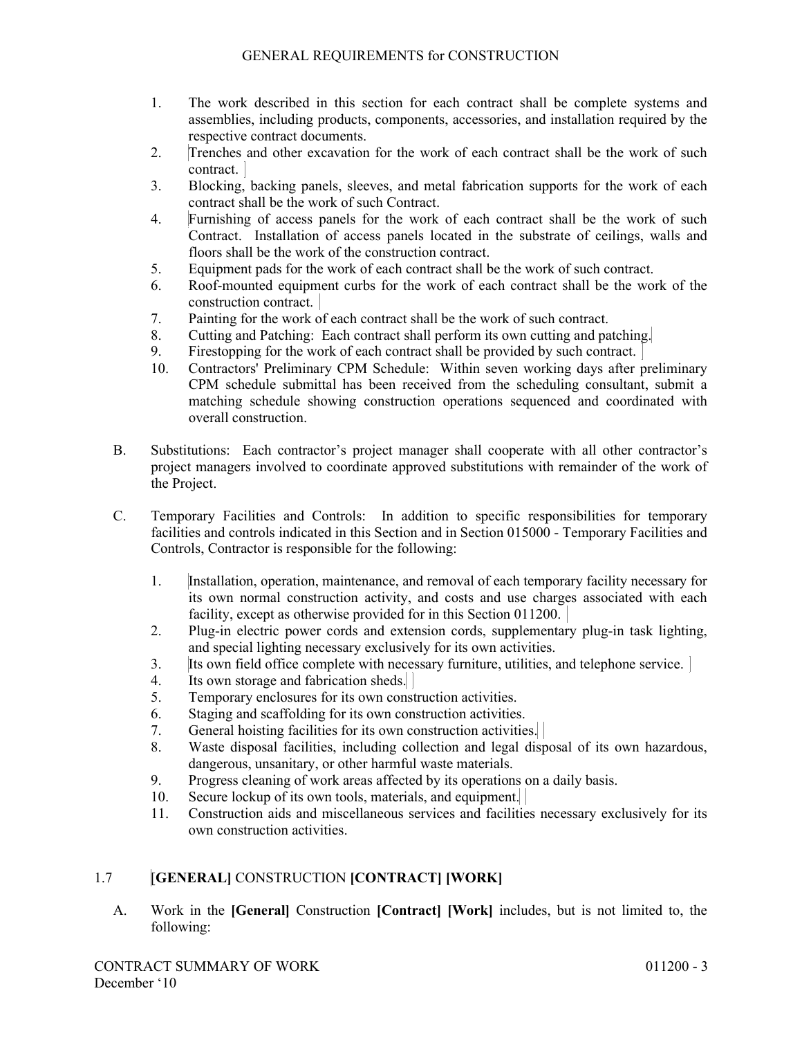1. The work described in this section for each contract shall be complete systems and assemblies, including products, components, accessories, and installation required by the respective contract documents.
2. Trenches and other excavation for the work of each contract shall be the work of such contract.
3. Blocking, backing panels, sleeves, and metal fabrication supports for the work of each contract shall be the work of such Contract.
4. Furnishing of access panels for the work of each contract shall be the work of such Contract. Installation of access panels located in the substrate of ceilings, walls and floors shall be the work of the construction contract.
5. Equipment pads for the work of each contract shall be the work of such contract.
6. Roof-mounted equipment curbs for the work of each contract shall be the work of the construction contract.
7. Painting for the work of each contract shall be the work of such contract.
8. Cutting and Patching: Each contract shall perform its own cutting and patching.
9. Firestopping for the work of each contract shall be provided by such contract.
10. Contractors' Preliminary CPM Schedule: Within seven working days after preliminary CPM schedule submittal has been received from the scheduling consultant, submit a matching schedule showing construction operations sequenced and coordinated with overall construction.

B. Substitutions: Each contractor's project manager shall cooperate with all other contractor's project managers involved to coordinate approved substitutions with remainder of the work of the Project.

C. Temporary Facilities and Controls: In addition to specific responsibilities for temporary facilities and controls indicated in this Section and in Section 015000 - Temporary Facilities and Controls, Contractor is responsible for the following:

1. Installation, operation, maintenance, and removal of each temporary facility necessary for its own normal construction activity, and costs and use charges associated with each facility, except as otherwise provided for in this Section 011200.
2. Plug-in electric power cords and extension cords, supplementary plug-in task lighting, and special lighting necessary exclusively for its own activities.
3. Its own field office complete with necessary furniture, utilities, and telephone service.
4. Its own storage and fabrication sheds.
5. Temporary enclosures for its own construction activities.
6. Staging and scaffolding for its own construction activities.
7. General hoisting facilities for its own construction activities.
8. Waste disposal facilities, including collection and legal disposal of its own hazardous, dangerous, unsanitary, or other harmful waste materials.
9. Progress cleaning of work areas affected by its operations on a daily basis.
10. Secure lockup of its own tools, materials, and equipment.
11. Construction aids and miscellaneous services and facilities necessary exclusively for its own construction activities.

## 1.7 **[GENERAL]** CONSTRUCTION **[CONTRACT] [WORK]**

A. Work in the **[General]** Construction **[Contract] [Work]** includes, but is not limited to, the following: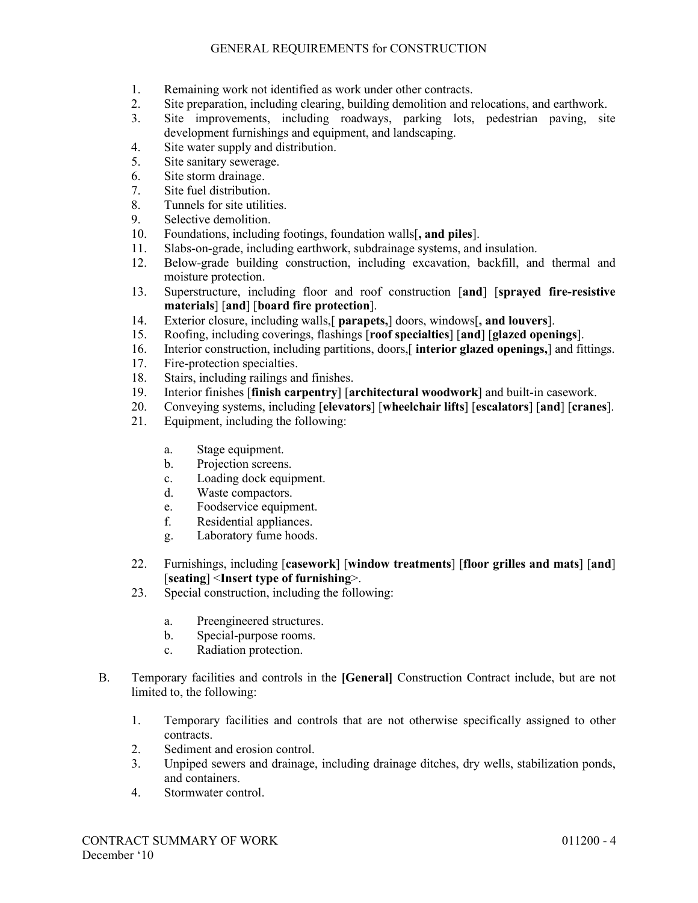1. Remaining work not identified as work under other contracts.
2. Site preparation, including clearing, building demolition and relocations, and earthwork.
3. Site improvements, including roadways, parking lots, pedestrian paving, site development furnishings and equipment, and landscaping.
4. Site water supply and distribution.
5. Site sanitary sewerage.
6. Site storm drainage.
7. Site fuel distribution.
8. Tunnels for site utilities.
9. Selective demolition.
10. Foundations, including footings, foundation walls[**, and piles**].
11. Slabs-on-grade, including earthwork, subdrainage systems, and insulation.
12. Below-grade building construction, including excavation, backfill, and thermal and moisture protection.
13. Superstructure, including floor and roof construction [**and**] [**sprayed fire-resistive materials**] [**and**] [**board fire protection**].
14. Exterior closure, including walls,[ **parapets,**] doors, windows[**, and louvers**].
15. Roofing, including coverings, flashings [**roof specialties**] [**and**] [**glazed openings**].
16. Interior construction, including partitions, doors,[ **interior glazed openings,**] and fittings.
17. Fire-protection specialties.
18. Stairs, including railings and finishes.
19. Interior finishes [**finish carpentry**] [**architectural woodwork**] and built-in casework.
20. Conveying systems, including [**elevators**] [**wheelchair lifts**] [**escalators**] [**and**] [**cranes**].
21. Equipment, including the following:

    a. Stage equipment.
    b. Projection screens.
    c. Loading dock equipment.
    d. Waste compactors.
    e. Foodservice equipment.
    f. Residential appliances.
    g. Laboratory fume hoods.

22. Furnishings, including [**casework**] [**window treatments**] [**floor grilles and mats**] [**and**] [**seating**] <**Insert type of furnishing**>.
23. Special construction, including the following:

    a. Preengineered structures.
    b. Special-purpose rooms.
    c. Radiation protection.

B. Temporary facilities and controls in the **[General]** Construction Contract include, but are not limited to, the following:

1. Temporary facilities and controls that are not otherwise specifically assigned to other contracts.
2. Sediment and erosion control.
3. Unpiped sewers and drainage, including drainage ditches, dry wells, stabilization ponds, and containers.
4. Stormwater control.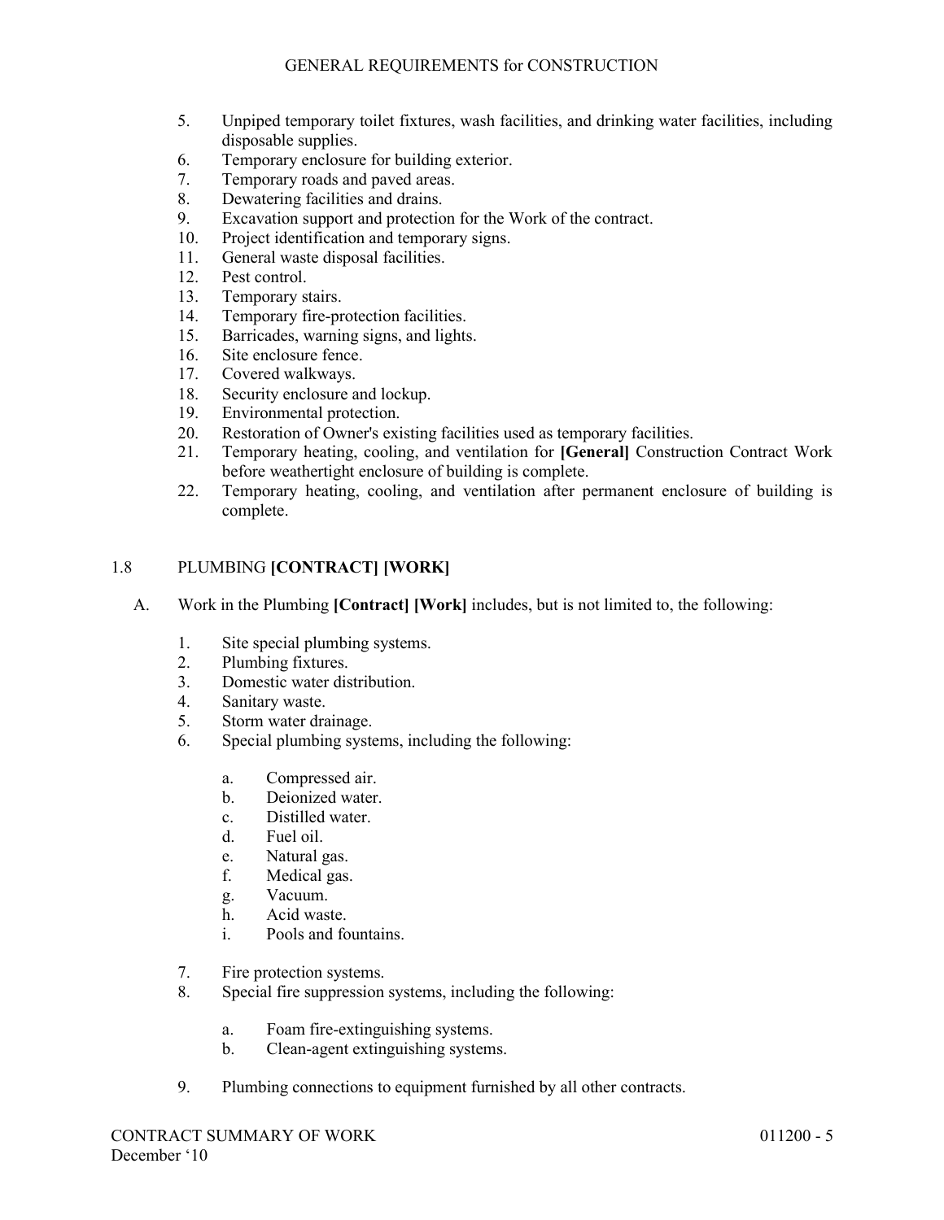5. Unpiped temporary toilet fixtures, wash facilities, and drinking water facilities, including disposable supplies.
6. Temporary enclosure for building exterior.
7. Temporary roads and paved areas.
8. Dewatering facilities and drains.
9. Excavation support and protection for the Work of the contract.
10. Project identification and temporary signs.
11. General waste disposal facilities.
12. Pest control.
13. Temporary stairs.
14. Temporary fire-protection facilities.
15. Barricades, warning signs, and lights.
16. Site enclosure fence.
17. Covered walkways.
18. Security enclosure and lockup.
19. Environmental protection.
20. Restoration of Owner's existing facilities used as temporary facilities.
21. Temporary heating, cooling, and ventilation for **[General]** Construction Contract Work before weathertight enclosure of building is complete.
22. Temporary heating, cooling, and ventilation after permanent enclosure of building is complete.

## 1.8 PLUMBING **[CONTRACT] [WORK]**

A. Work in the Plumbing **[Contract] [Work]** includes, but is not limited to, the following:

1. Site special plumbing systems.
2. Plumbing fixtures.
3. Domestic water distribution.
4. Sanitary waste.
5. Storm water drainage.
6. Special plumbing systems, including the following:
   a. Compressed air.
   b. Deionized water.
   c. Distilled water.
   d. Fuel oil.
   e. Natural gas.
   f. Medical gas.
   g. Vacuum.
   h. Acid waste.
   i. Pools and fountains.
7. Fire protection systems.
8. Special fire suppression systems, including the following:
   a. Foam fire-extinguishing systems.
   b. Clean-agent extinguishing systems.
9. Plumbing connections to equipment furnished by all other contracts.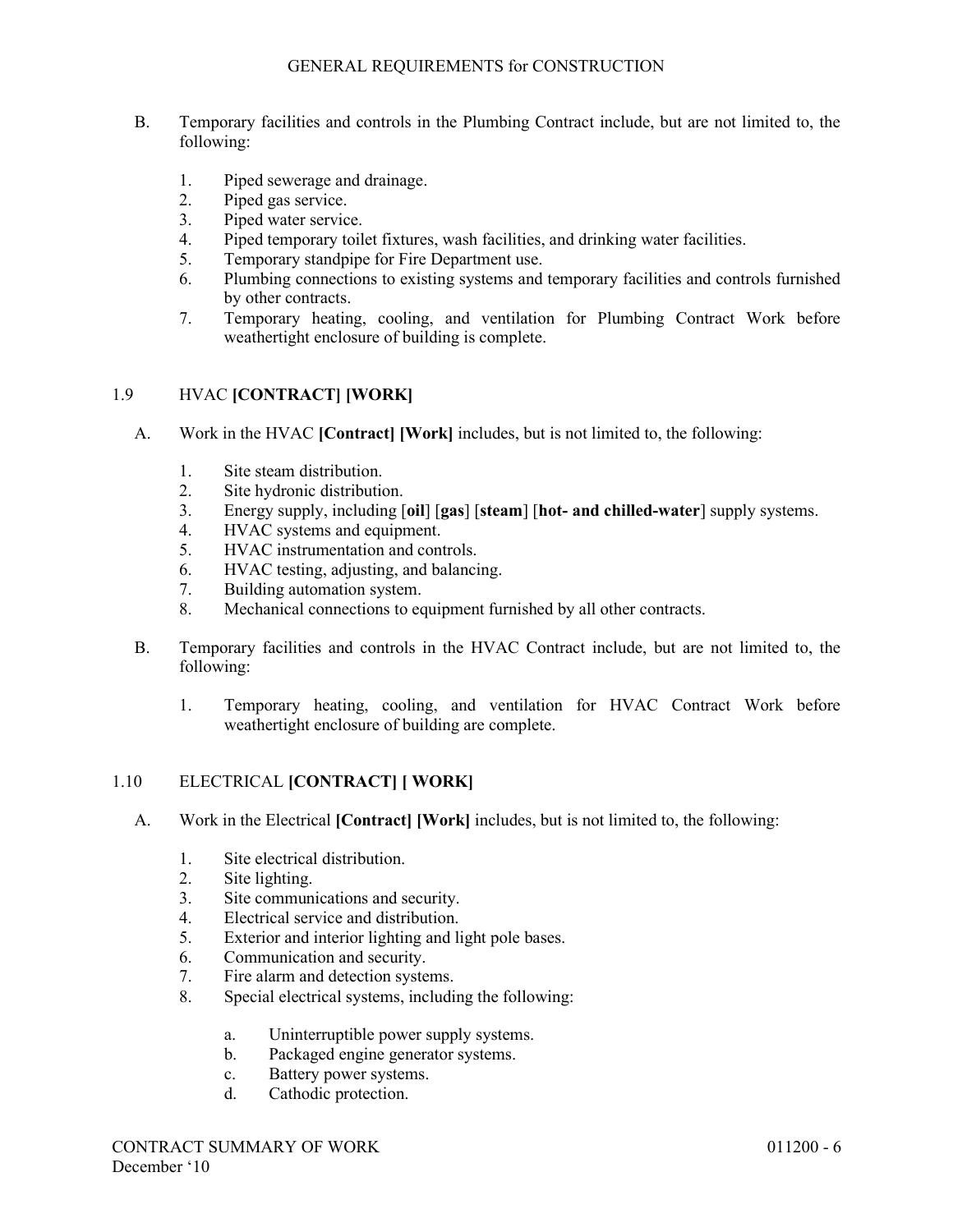B. Temporary facilities and controls in the Plumbing Contract include, but are not limited to, the following:

   1. Piped sewerage and drainage.
   2. Piped gas service.
   3. Piped water service.
   4. Piped temporary toilet fixtures, wash facilities, and drinking water facilities.
   5. Temporary standpipe for Fire Department use.
   6. Plumbing connections to existing systems and temporary facilities and controls furnished by other contracts.
   7. Temporary heating, cooling, and ventilation for Plumbing Contract Work before weathertight enclosure of building is complete.

## 1.9 HVAC **[CONTRACT] [WORK]**

A. Work in the HVAC **[Contract] [Work]** includes, but is not limited to, the following:

   1. Site steam distribution.
   2. Site hydronic distribution.
   3. Energy supply, including [**oil**] [**gas**] [**steam**] [**hot- and chilled-water**] supply systems.
   4. HVAC systems and equipment.
   5. HVAC instrumentation and controls.
   6. HVAC testing, adjusting, and balancing.
   7. Building automation system.
   8. Mechanical connections to equipment furnished by all other contracts.

B. Temporary facilities and controls in the HVAC Contract include, but are not limited to, the following:

   1. Temporary heating, cooling, and ventilation for HVAC Contract Work before weathertight enclosure of building are complete.

## 1.10 ELECTRICAL **[CONTRACT] [ WORK]**

A. Work in the Electrical **[Contract] [Work]** includes, but is not limited to, the following:

   1. Site electrical distribution.
   2. Site lighting.
   3. Site communications and security.
   4. Electrical service and distribution.
   5. Exterior and interior lighting and light pole bases.
   6. Communication and security.
   7. Fire alarm and detection systems.
   8. Special electrical systems, including the following:

      a. Uninterruptible power supply systems.
      b. Packaged engine generator systems.
      c. Battery power systems.
      d. Cathodic protection.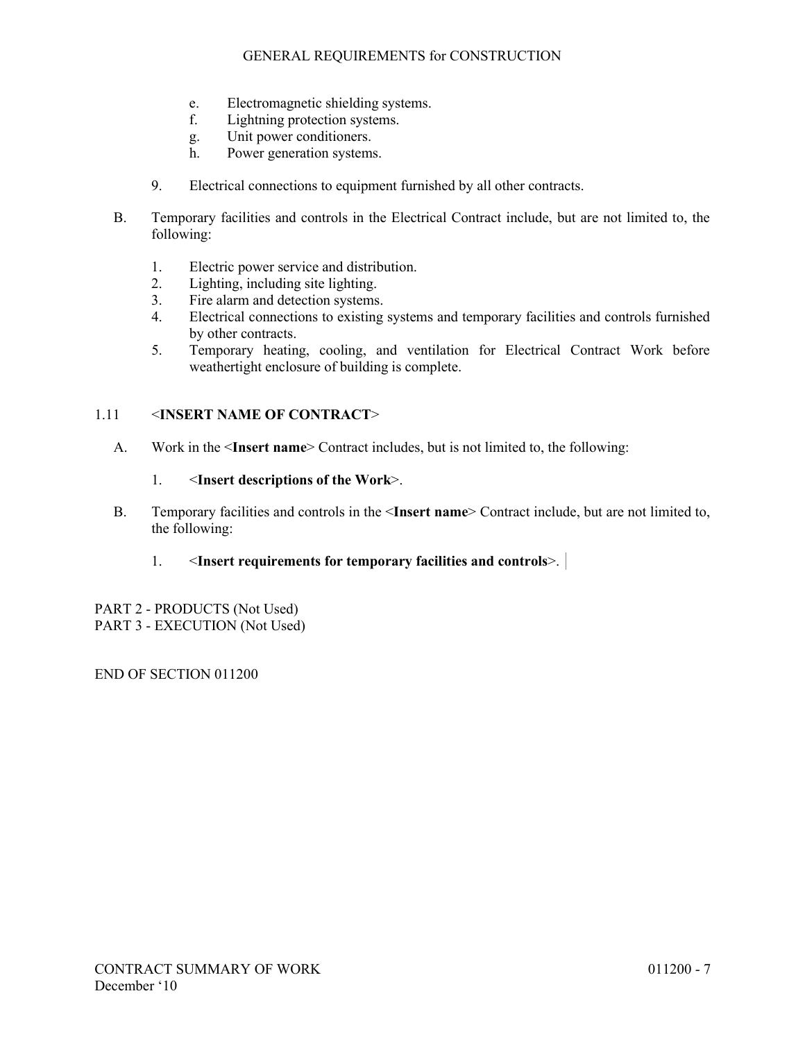e. Electromagnetic shielding systems.
f. Lightning protection systems.
g. Unit power conditioners.
h. Power generation systems.

9. Electrical connections to equipment furnished by all other contracts.

B. Temporary facilities and controls in the Electrical Contract include, but are not limited to, the following:

1. Electric power service and distribution.
2. Lighting, including site lighting.
3. Fire alarm and detection systems.
4. Electrical connections to existing systems and temporary facilities and controls furnished by other contracts.
5. Temporary heating, cooling, and ventilation for Electrical Contract Work before weathertight enclosure of building is complete.

## 1.11 <**INSERT NAME OF CONTRACT**>

A. Work in the <**Insert name**> Contract includes, but is not limited to, the following:

1. <**Insert descriptions of the Work**>.

B. Temporary facilities and controls in the <**Insert name**> Contract include, but are not limited to, the following:

1. <**Insert requirements for temporary facilities and controls**>.

PART 2 - PRODUCTS (Not Used)

PART 3 - EXECUTION (Not Used)

END OF SECTION 011200